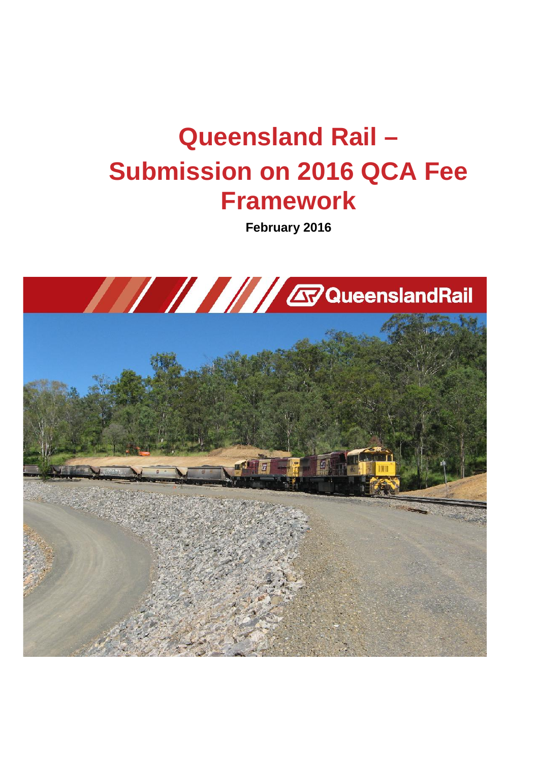# Queensland Rail – Submission on 2016 QCA Fee Framework

**February 2016**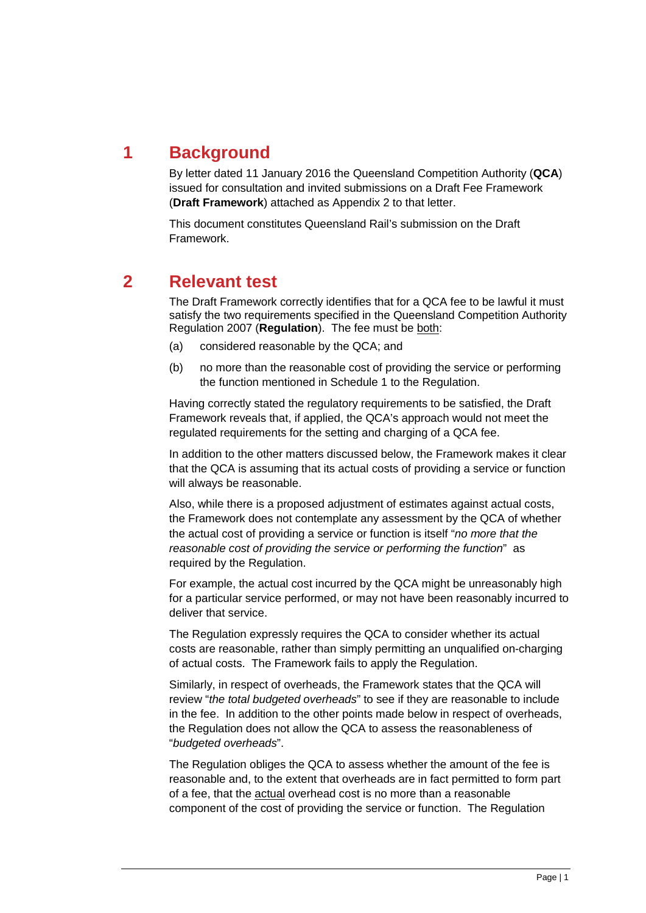# 1 Background

By letter dated 11 January 2016 the Queensland Competition Authority (**QCA**) issued for consultation and invited submissions on a Draft Fee Framework (**Draft Framework**) attached as Appendix 2 to that letter.

This document constitutes Queensland Rail's submission on the Draft Framework.

# 2 Relevant test

The Draft Framework correctly identifies that for a QCA fee to be lawful it must satisfy the two requirements specified in the Queensland Competition Authority Regulation 2007 (**Regulation**). The fee must be <u>both</u>:

(a) considered reasonable by the QCA; and

(b) no more than the reasonable cost of providing the service or performing the function mentioned in Schedule 1 to the Regulation.

Having correctly stated the regulatory requirements to be satisfied, the Draft Framework reveals that, if applied, the QCA's approach would not meet the regulated requirements for the setting and charging of a QCA fee.

In addition to the other matters discussed below, the Framework makes it clear that the QCA is assuming that its actual costs of providing a service or function will always be reasonable.

Also, while there is a proposed adjustment of estimates against actual costs, the Framework does not contemplate any assessment by the QCA of whether the actual cost of providing a service or function is itself "*no more that the reasonable cost of providing the service or performing the function*" as required by the Regulation.

For example, the actual cost incurred by the QCA might be unreasonably high for a particular service performed, or may not have been reasonably incurred to deliver that service.

The Regulation expressly requires the QCA to consider whether its actual costs are reasonable, rather than simply permitting an unqualified on-charging of actual costs. The Framework fails to apply the Regulation.

Similarly, in respect of overheads, the Framework states that the QCA will review "*the total budgeted overheads*" to see if they are reasonable to include in the fee. In addition to the other points made below in respect of overheads, the Regulation does not allow the QCA to assess the reasonableness of "*budgeted overheads*".

The Regulation obliges the QCA to assess whether the amount of the fee is reasonable and, to the extent that overheads are in fact permitted to form part of a fee, that the <u>actual</u> overhead cost is no more than a reasonable component of the cost of providing the service or function. The Regulation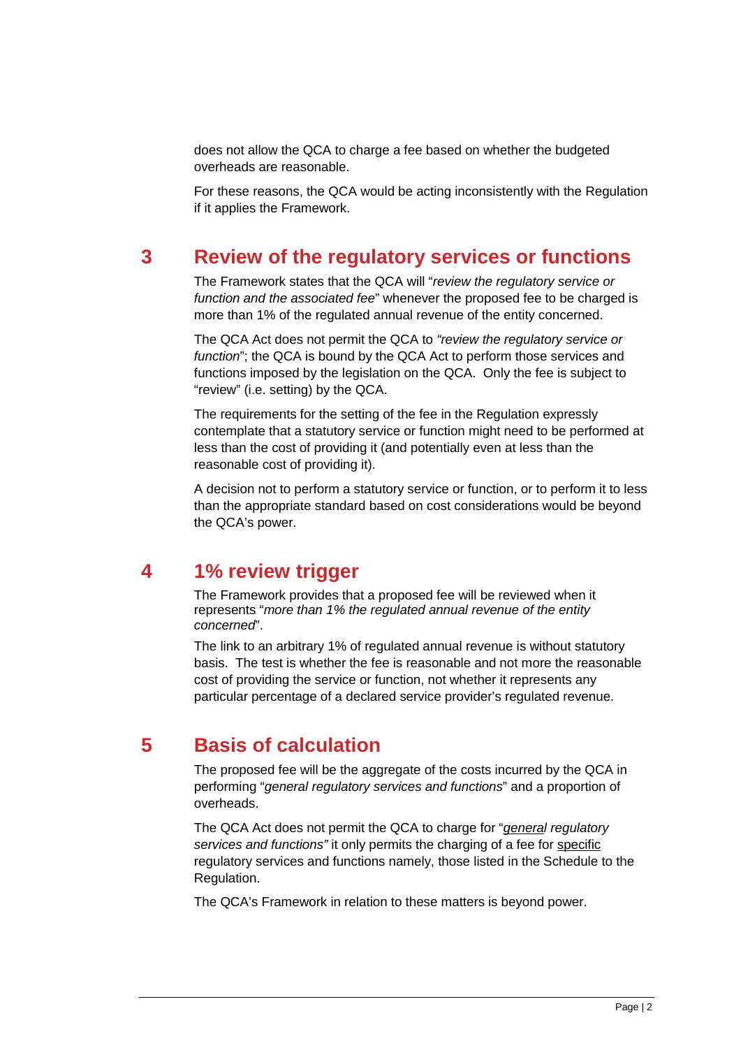does not allow the QCA to charge a fee based on whether the budgeted overheads are reasonable.

For these reasons, the QCA would be acting inconsistently with the Regulation if it applies the Framework.

## 3 Review of the regulatory services or functions

The Framework states that the QCA will "*review the regulatory service or function and the associated fee*" whenever the proposed fee to be charged is more than 1% of the regulated annual revenue of the entity concerned.

The QCA Act does not permit the QCA to *"review the regulatory service or function*"; the QCA is bound by the QCA Act to perform those services and functions imposed by the legislation on the QCA. Only the fee is subject to "review" (i.e. setting) by the QCA.

The requirements for the setting of the fee in the Regulation expressly contemplate that a statutory service or function might need to be performed at less than the cost of providing it (and potentially even at less than the reasonable cost of providing it).

A decision not to perform a statutory service or function, or to perform it to less than the appropriate standard based on cost considerations would be beyond the QCA's power.

## 4 1% review trigger

The Framework provides that a proposed fee will be reviewed when it represents "*more than 1% the regulated annual revenue of the entity concerned*".

The link to an arbitrary 1% of regulated annual revenue is without statutory basis. The test is whether the fee is reasonable and not more the reasonable cost of providing the service or function, not whether it represents any particular percentage of a declared service provider's regulated revenue.

## 5 Basis of calculation

The proposed fee will be the aggregate of the costs incurred by the QCA in performing "*general regulatory services and functions*" and a proportion of overheads.

The QCA Act does not permit the QCA to charge for "*general regulatory services and functions"* it only permits the charging of a fee for specific regulatory services and functions namely, those listed in the Schedule to the Regulation.

The QCA's Framework in relation to these matters is beyond power.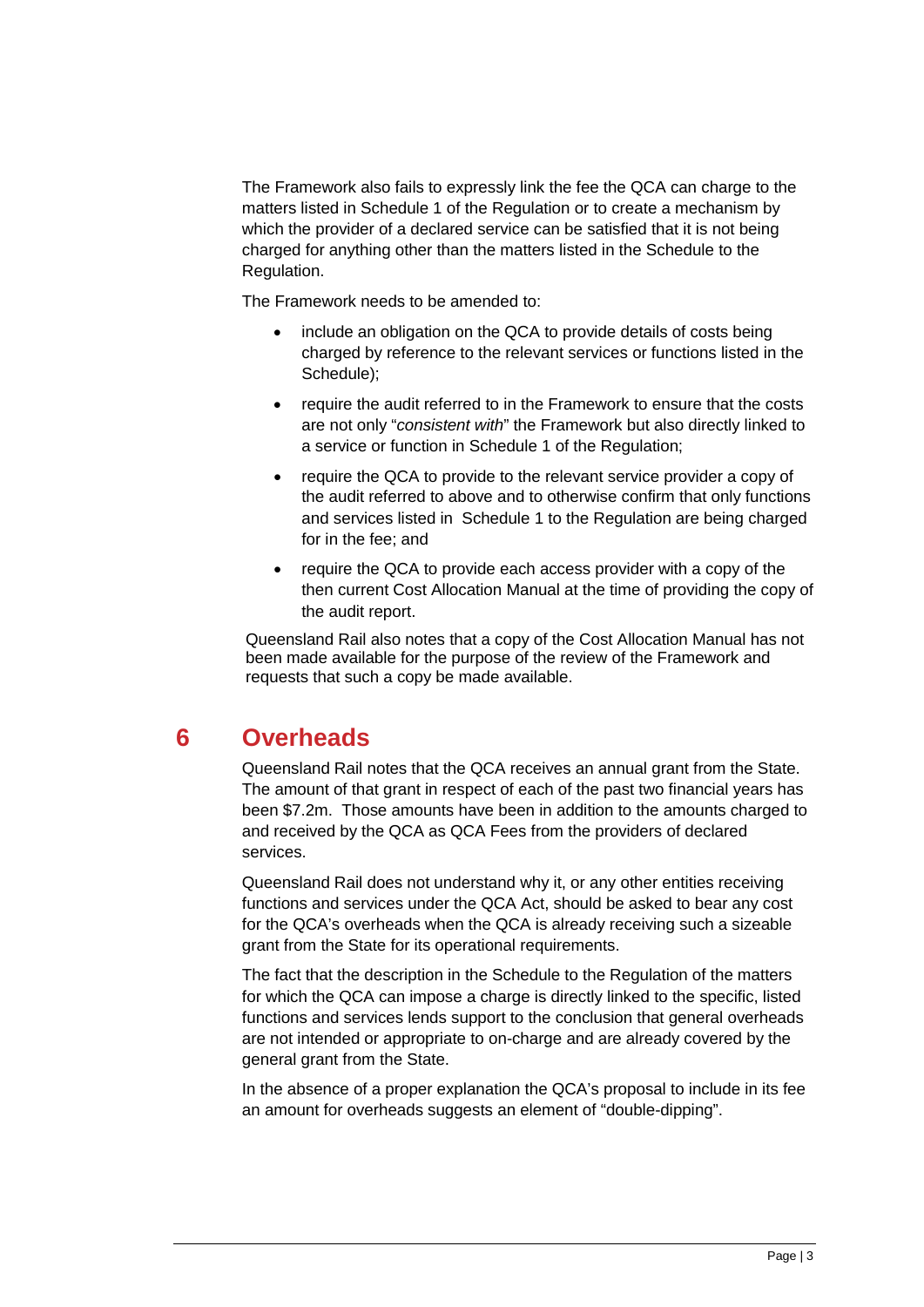The Framework also fails to expressly link the fee the QCA can charge to the matters listed in Schedule 1 of the Regulation or to create a mechanism by which the provider of a declared service can be satisfied that it is not being charged for anything other than the matters listed in the Schedule to the Regulation.

The Framework needs to be amended to:

- include an obligation on the QCA to provide details of costs being charged by reference to the relevant services or functions listed in the Schedule);
- require the audit referred to in the Framework to ensure that the costs are not only "*consistent with*" the Framework but also directly linked to a service or function in Schedule 1 of the Regulation;
- require the QCA to provide to the relevant service provider a copy of the audit referred to above and to otherwise confirm that only functions and services listed in Schedule 1 to the Regulation are being charged for in the fee; and
- require the QCA to provide each access provider with a copy of the then current Cost Allocation Manual at the time of providing the copy of the audit report.

Queensland Rail also notes that a copy of the Cost Allocation Manual has not been made available for the purpose of the review of the Framework and requests that such a copy be made available.

# 6 Overheads

Queensland Rail notes that the QCA receives an annual grant from the State. The amount of that grant in respect of each of the past two financial years has been $7.2m. Those amounts have been in addition to the amounts charged to and received by the QCA as QCA Fees from the providers of declared services.

Queensland Rail does not understand why it, or any other entities receiving functions and services under the QCA Act, should be asked to bear any cost for the QCA's overheads when the QCA is already receiving such a sizeable grant from the State for its operational requirements.

The fact that the description in the Schedule to the Regulation of the matters for which the QCA can impose a charge is directly linked to the specific, listed functions and services lends support to the conclusion that general overheads are not intended or appropriate to on-charge and are already covered by the general grant from the State.

In the absence of a proper explanation the QCA's proposal to include in its fee an amount for overheads suggests an element of "double-dipping".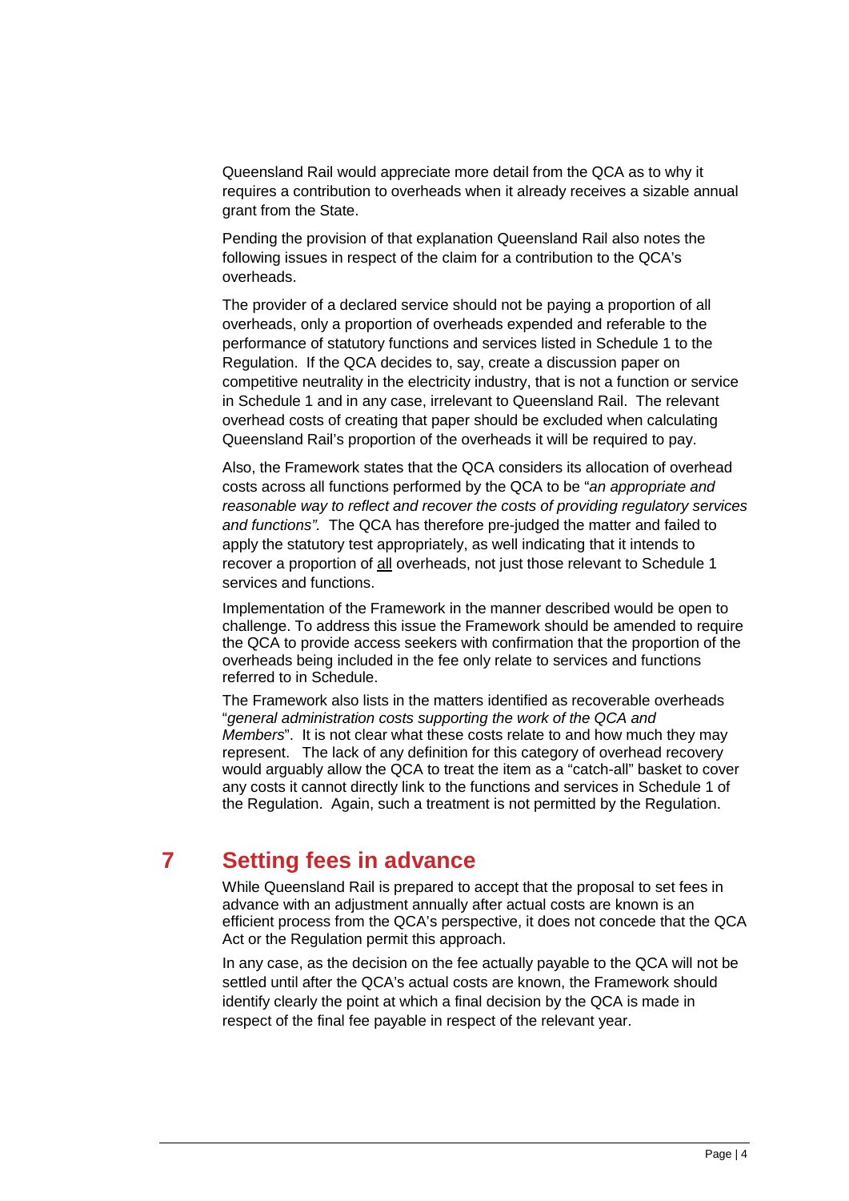Queensland Rail would appreciate more detail from the QCA as to why it requires a contribution to overheads when it already receives a sizable annual grant from the State.

Pending the provision of that explanation Queensland Rail also notes the following issues in respect of the claim for a contribution to the QCA's overheads.

The provider of a declared service should not be paying a proportion of all overheads, only a proportion of overheads expended and referable to the performance of statutory functions and services listed in Schedule 1 to the Regulation. If the QCA decides to, say, create a discussion paper on competitive neutrality in the electricity industry, that is not a function or service in Schedule 1 and in any case, irrelevant to Queensland Rail. The relevant overhead costs of creating that paper should be excluded when calculating Queensland Rail's proportion of the overheads it will be required to pay.

Also, the Framework states that the QCA considers its allocation of overhead costs across all functions performed by the QCA to be "*an appropriate and reasonable way to reflect and recover the costs of providing regulatory services and functions".* The QCA has therefore pre-judged the matter and failed to apply the statutory test appropriately, as well indicating that it intends to recover a proportion of <u>all</u> overheads, not just those relevant to Schedule 1 services and functions.

Implementation of the Framework in the manner described would be open to challenge. To address this issue the Framework should be amended to require the QCA to provide access seekers with confirmation that the proportion of the overheads being included in the fee only relate to services and functions referred to in Schedule.

The Framework also lists in the matters identified as recoverable overheads "*general administration costs supporting the work of the QCA and Members*". It is not clear what these costs relate to and how much they may represent. The lack of any definition for this category of overhead recovery would arguably allow the QCA to treat the item as a "catch-all" basket to cover any costs it cannot directly link to the functions and services in Schedule 1 of the Regulation. Again, such a treatment is not permitted by the Regulation.

# 7 Setting fees in advance

While Queensland Rail is prepared to accept that the proposal to set fees in advance with an adjustment annually after actual costs are known is an efficient process from the QCA's perspective, it does not concede that the QCA Act or the Regulation permit this approach.

In any case, as the decision on the fee actually payable to the QCA will not be settled until after the QCA's actual costs are known, the Framework should identify clearly the point at which a final decision by the QCA is made in respect of the final fee payable in respect of the relevant year.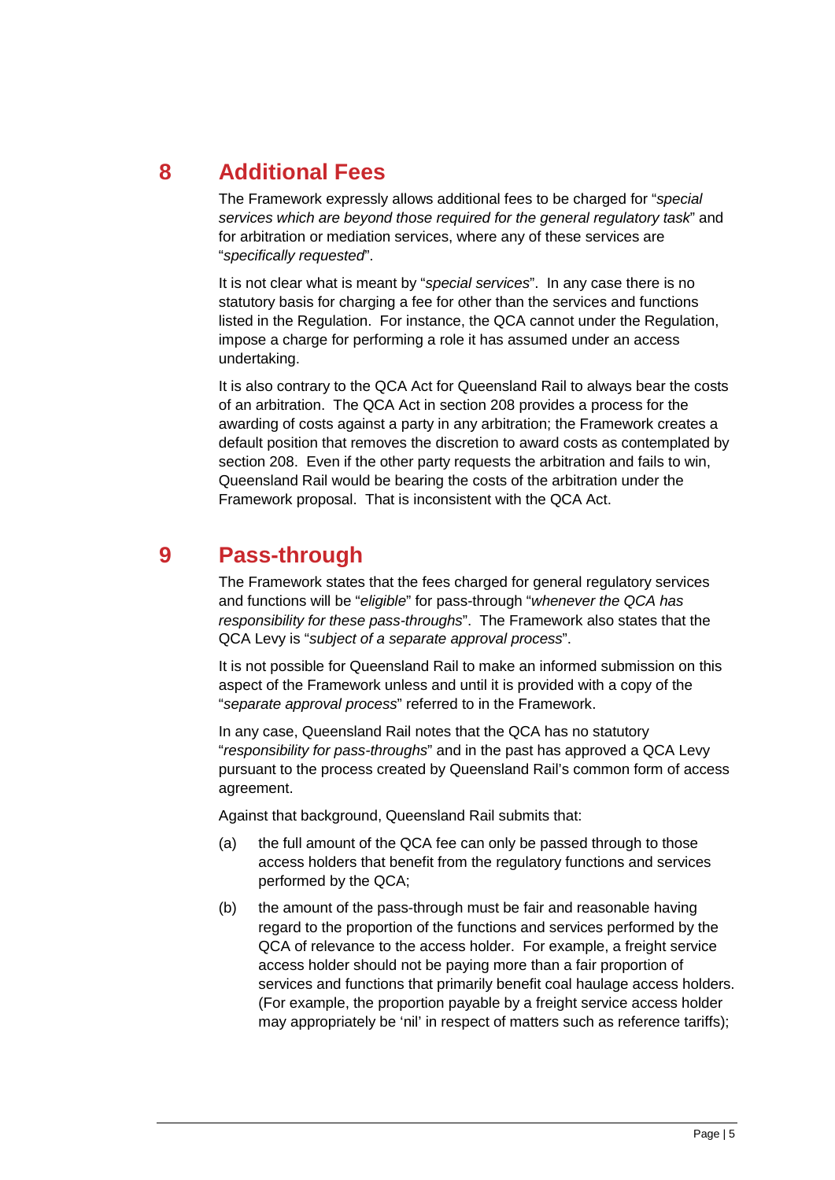## 8 Additional Fees

The Framework expressly allows additional fees to be charged for "*special services which are beyond those required for the general regulatory task*" and for arbitration or mediation services, where any of these services are "*specifically requested*".

It is not clear what is meant by "*special services*". In any case there is no statutory basis for charging a fee for other than the services and functions listed in the Regulation. For instance, the QCA cannot under the Regulation, impose a charge for performing a role it has assumed under an access undertaking.

It is also contrary to the QCA Act for Queensland Rail to always bear the costs of an arbitration. The QCA Act in section 208 provides a process for the awarding of costs against a party in any arbitration; the Framework creates a default position that removes the discretion to award costs as contemplated by section 208. Even if the other party requests the arbitration and fails to win, Queensland Rail would be bearing the costs of the arbitration under the Framework proposal. That is inconsistent with the QCA Act.

## 9 Pass-through

The Framework states that the fees charged for general regulatory services and functions will be "*eligible*" for pass-through "*whenever the QCA has responsibility for these pass-throughs*". The Framework also states that the QCA Levy is "*subject of a separate approval process*".

It is not possible for Queensland Rail to make an informed submission on this aspect of the Framework unless and until it is provided with a copy of the "*separate approval process*" referred to in the Framework.

In any case, Queensland Rail notes that the QCA has no statutory "*responsibility for pass-throughs*" and in the past has approved a QCA Levy pursuant to the process created by Queensland Rail's common form of access agreement.

Against that background, Queensland Rail submits that:

(a) the full amount of the QCA fee can only be passed through to those access holders that benefit from the regulatory functions and services performed by the QCA;

(b) the amount of the pass-through must be fair and reasonable having regard to the proportion of the functions and services performed by the QCA of relevance to the access holder. For example, a freight service access holder should not be paying more than a fair proportion of services and functions that primarily benefit coal haulage access holders. (For example, the proportion payable by a freight service access holder may appropriately be 'nil' in respect of matters such as reference tariffs);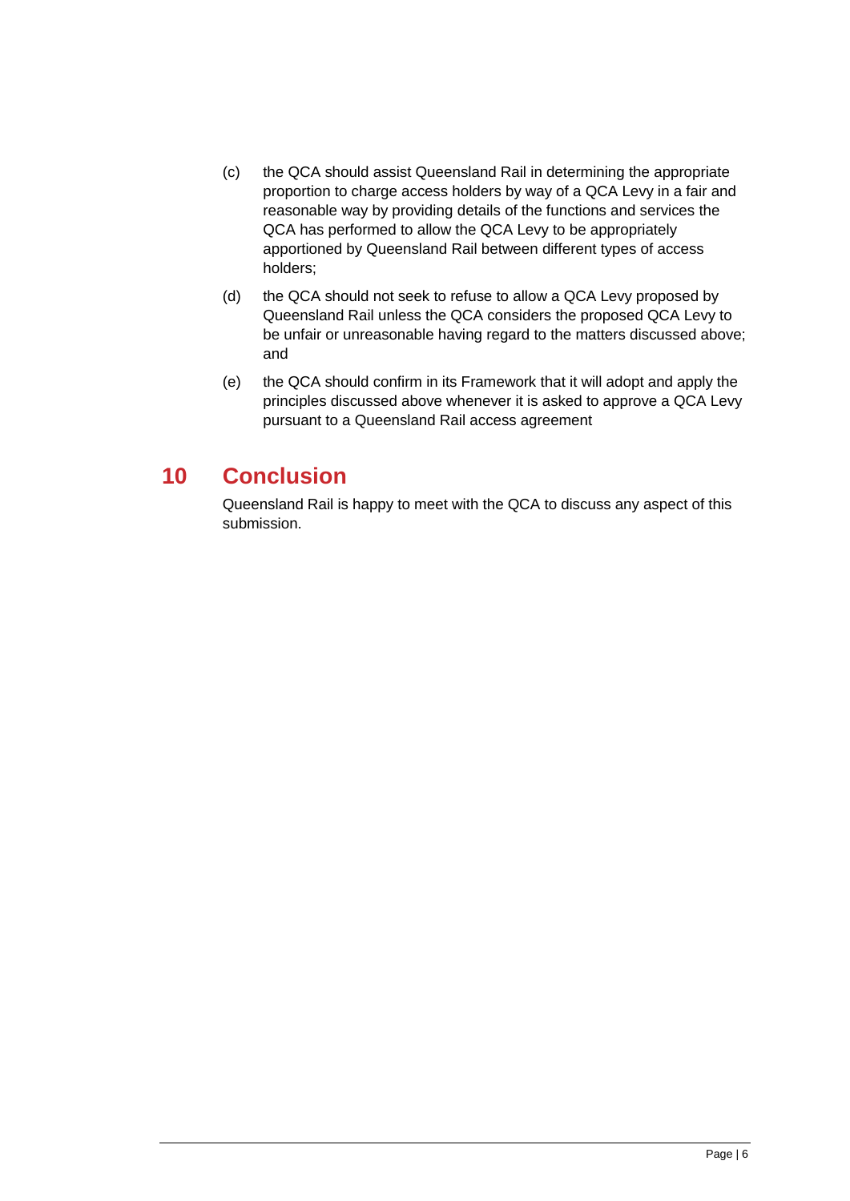(c) the QCA should assist Queensland Rail in determining the appropriate proportion to charge access holders by way of a QCA Levy in a fair and reasonable way by providing details of the functions and services the QCA has performed to allow the QCA Levy to be appropriately apportioned by Queensland Rail between different types of access holders;

(d) the QCA should not seek to refuse to allow a QCA Levy proposed by Queensland Rail unless the QCA considers the proposed QCA Levy to be unfair or unreasonable having regard to the matters discussed above; and

(e) the QCA should confirm in its Framework that it will adopt and apply the principles discussed above whenever it is asked to approve a QCA Levy pursuant to a Queensland Rail access agreement

# 10 Conclusion

Queensland Rail is happy to meet with the QCA to discuss any aspect of this submission.